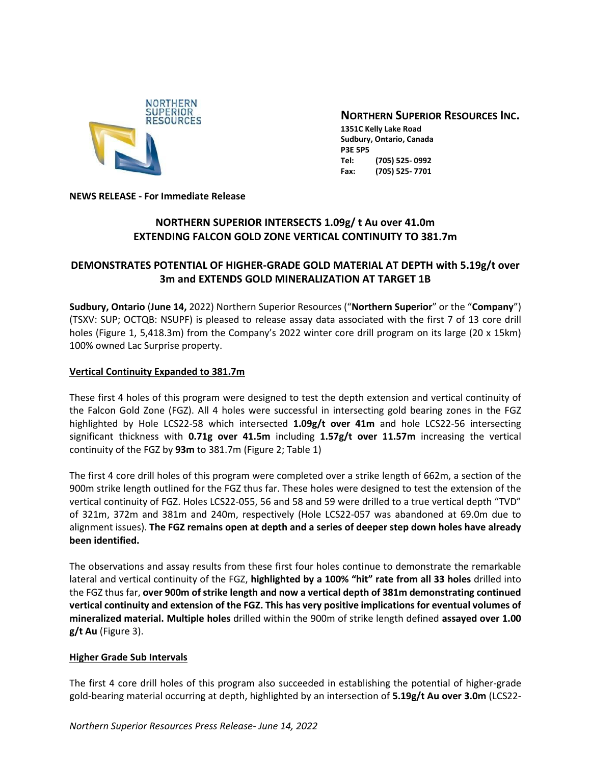**NORTHERN SUPERIOR RESOURCES INC.**

**1351C Kelly Lake Road**
**Sudbury, Ontario, Canada**
**P3E 5P5**
**Tel: (705) 525- 0992**
**Fax: (705) 525- 7701**

**NEWS RELEASE - For Immediate Release**

## NORTHERN SUPERIOR INTERSECTS 1.09g/ t Au over 41.0m EXTENDING FALCON GOLD ZONE VERTICAL CONTINUITY TO 381.7m

## DEMONSTRATES POTENTIAL OF HIGHER-GRADE GOLD MATERIAL AT DEPTH with 5.19g/t over 3m and EXTENDS GOLD MINERALIZATION AT TARGET 1B

**Sudbury, Ontario** (**June 14,** 2022) Northern Superior Resources ("**Northern Superior**" or the "**Company**") (TSXV: SUP; OCTQB: NSUPF) is pleased to release assay data associated with the first 7 of 13 core drill holes (Figure 1, 5,418.3m) from the Company's 2022 winter core drill program on its large (20 x 15km) 100% owned Lac Surprise property.

### Vertical Continuity Expanded to 381.7m

These first 4 holes of this program were designed to test the depth extension and vertical continuity of the Falcon Gold Zone (FGZ). All 4 holes were successful in intersecting gold bearing zones in the FGZ highlighted by Hole LCS22-58 which intersected **1.09g/t over 41m** and hole LCS22-56 intersecting significant thickness with **0.71g over 41.5m** including **1.57g/t over 11.57m** increasing the vertical continuity of the FGZ by **93m** to 381.7m (Figure 2; Table 1)

The first 4 core drill holes of this program were completed over a strike length of 662m, a section of the 900m strike length outlined for the FGZ thus far. These holes were designed to test the extension of the vertical continuity of FGZ. Holes LCS22-055, 56 and 58 and 59 were drilled to a true vertical depth "TVD" of 321m, 372m and 381m and 240m, respectively (Hole LCS22-057 was abandoned at 69.0m due to alignment issues). **The FGZ remains open at depth and a series of deeper step down holes have already been identified.**

The observations and assay results from these first four holes continue to demonstrate the remarkable lateral and vertical continuity of the FGZ, **highlighted by a 100% "hit" rate from all 33 holes** drilled into the FGZ thus far, **over 900m of strike length and now a vertical depth of 381m demonstrating continued vertical continuity and extension of the FGZ. This has very positive implications for eventual volumes of mineralized material. Multiple holes** drilled within the 900m of strike length defined **assayed over 1.00 g/t Au** (Figure 3).

### Higher Grade Sub Intervals

The first 4 core drill holes of this program also succeeded in establishing the potential of higher-grade gold-bearing material occurring at depth, highlighted by an intersection of **5.19g/t Au over 3.0m** (LCS22-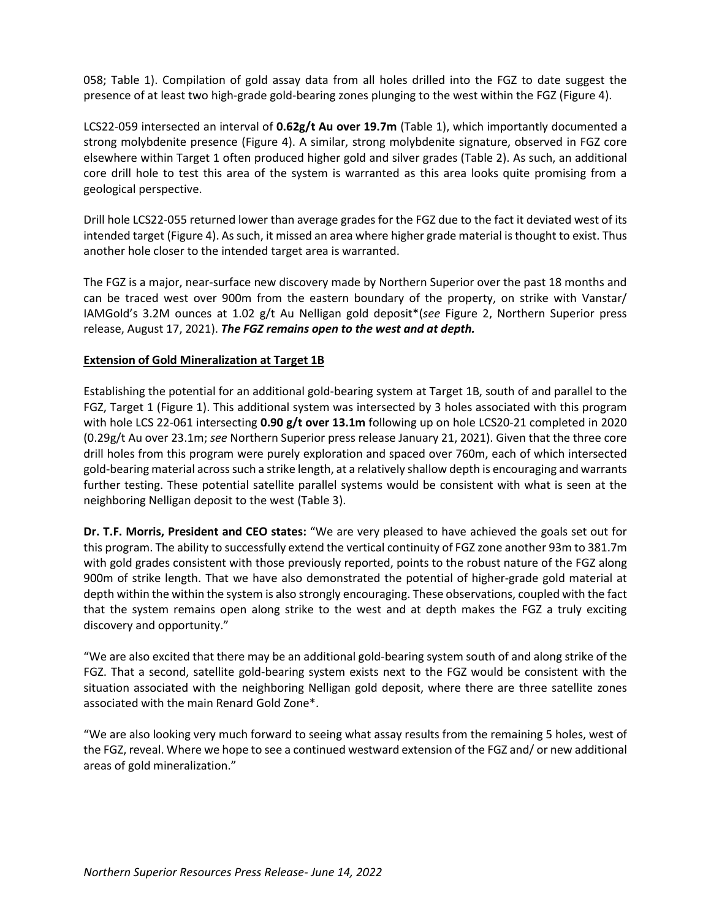058; Table 1). Compilation of gold assay data from all holes drilled into the FGZ to date suggest the presence of at least two high-grade gold-bearing zones plunging to the west within the FGZ (Figure 4).

LCS22-059 intersected an interval of **0.62g/t Au over 19.7m** (Table 1), which importantly documented a strong molybdenite presence (Figure 4). A similar, strong molybdenite signature, observed in FGZ core elsewhere within Target 1 often produced higher gold and silver grades (Table 2). As such, an additional core drill hole to test this area of the system is warranted as this area looks quite promising from a geological perspective.

Drill hole LCS22-055 returned lower than average grades for the FGZ due to the fact it deviated west of its intended target (Figure 4). As such, it missed an area where higher grade material is thought to exist. Thus another hole closer to the intended target area is warranted.

The FGZ is a major, near-surface new discovery made by Northern Superior over the past 18 months and can be traced west over 900m from the eastern boundary of the property, on strike with Vanstar/ IAMGold's 3.2M ounces at 1.02 g/t Au Nelligan gold deposit*(*see* Figure 2, Northern Superior press release, August 17, 2021). ***The FGZ remains open to the west and at depth.***

**Extension of Gold Mineralization at Target 1B**

Establishing the potential for an additional gold-bearing system at Target 1B, south of and parallel to the FGZ, Target 1 (Figure 1). This additional system was intersected by 3 holes associated with this program with hole LCS 22-061 intersecting **0.90 g/t over 13.1m** following up on hole LCS20-21 completed in 2020 (0.29g/t Au over 23.1m; *see* Northern Superior press release January 21, 2021). Given that the three core drill holes from this program were purely exploration and spaced over 760m, each of which intersected gold-bearing material across such a strike length, at a relatively shallow depth is encouraging and warrants further testing. These potential satellite parallel systems would be consistent with what is seen at the neighboring Nelligan deposit to the west (Table 3).

**Dr. T.F. Morris, President and CEO states:** "We are very pleased to have achieved the goals set out for this program. The ability to successfully extend the vertical continuity of FGZ zone another 93m to 381.7m with gold grades consistent with those previously reported, points to the robust nature of the FGZ along 900m of strike length. That we have also demonstrated the potential of higher-grade gold material at depth within the within the system is also strongly encouraging. These observations, coupled with the fact that the system remains open along strike to the west and at depth makes the FGZ a truly exciting discovery and opportunity."

"We are also excited that there may be an additional gold-bearing system south of and along strike of the FGZ. That a second, satellite gold-bearing system exists next to the FGZ would be consistent with the situation associated with the neighboring Nelligan gold deposit, where there are three satellite zones associated with the main Renard Gold Zone*.

"We are also looking very much forward to seeing what assay results from the remaining 5 holes, west of the FGZ, reveal. Where we hope to see a continued westward extension of the FGZ and/ or new additional areas of gold mineralization."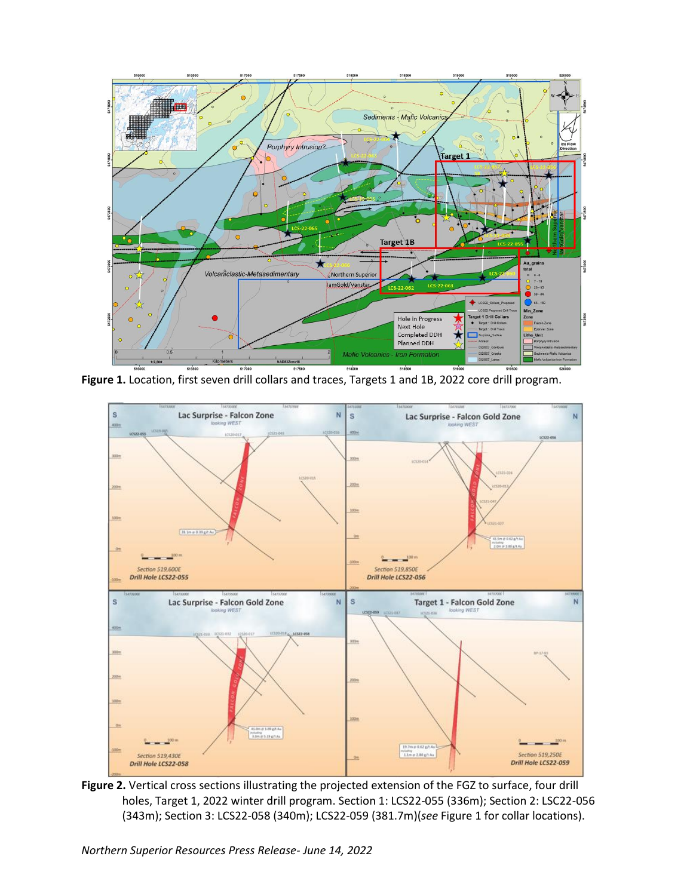**Figure 1.** Location, first seven drill collars and traces, Targets 1 and 1B, 2022 core drill program.

**Figure 2.** Vertical cross sections illustrating the projected extension of the FGZ to surface, four drill holes, Target 1, 2022 winter drill program. Section 1: LCS22-055 (336m); Section 2: LSC22-056 (343m); Section 3: LCS22-058 (340m); LCS22-059 (381.7m)(*see* Figure 1 for collar locations).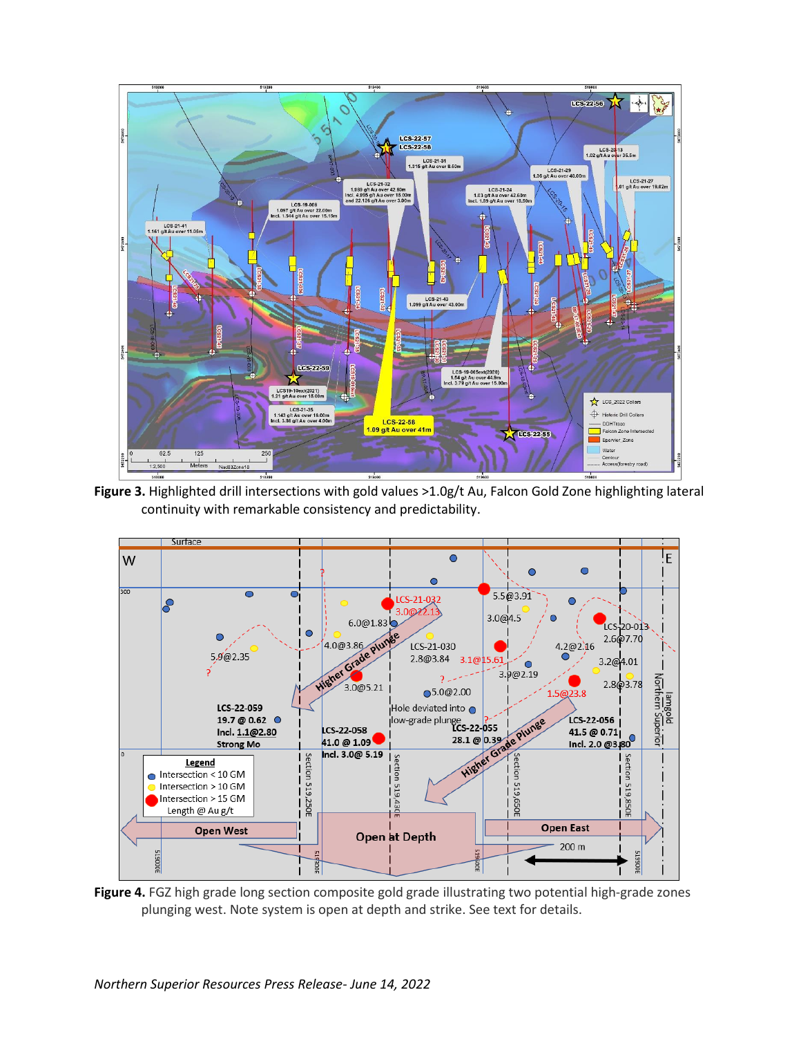**Figure 3.** Highlighted drill intersections with gold values >1.0g/t Au, Falcon Gold Zone highlighting lateral continuity with remarkable consistency and predictability.

**Figure 4.** FGZ high grade long section composite gold grade illustrating two potential high-grade zones plunging west. Note system is open at depth and strike. See text for details.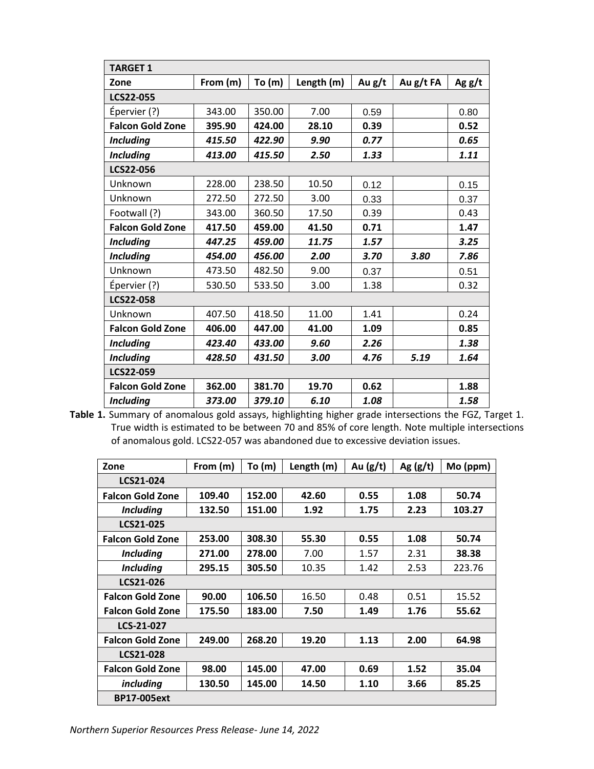| TARGET 1 | | | | | | |
|---|---|---|---|---|---|---|
| **Zone** | **From (m)** | **To (m)** | **Length (m)** | **Au g/t** | **Au g/t FA** | **Ag g/t** |
| **LCS22-055** | | | | | | |
| Épervier (?) | 343.00 | 350.00 | 7.00 | 0.59 | | 0.80 |
| **Falcon Gold Zone** | **395.90** | **424.00** | **28.10** | **0.39** | | **0.52** |
| ***Including*** | ***415.50*** | ***422.90*** | ***9.90*** | ***0.77*** | | ***0.65*** |
| ***Including*** | ***413.00*** | ***415.50*** | ***2.50*** | ***1.33*** | | ***1.11*** |
| **LCS22-056** | | | | | | |
| Unknown | 228.00 | 238.50 | 10.50 | 0.12 | | 0.15 |
| Unknown | 272.50 | 272.50 | 3.00 | 0.33 | | 0.37 |
| Footwall (?) | 343.00 | 360.50 | 17.50 | 0.39 | | 0.43 |
| **Falcon Gold Zone** | **417.50** | **459.00** | **41.50** | **0.71** | | **1.47** |
| ***Including*** | ***447.25*** | ***459.00*** | ***11.75*** | ***1.57*** | | ***3.25*** |
| ***Including*** | ***454.00*** | ***456.00*** | ***2.00*** | ***3.70*** | ***3.80*** | ***7.86*** |
| Unknown | 473.50 | 482.50 | 9.00 | 0.37 | | 0.51 |
| Épervier (?) | 530.50 | 533.50 | 3.00 | 1.38 | | 0.32 |
| **LCS22-058** | | | | | | |
| Unknown | 407.50 | 418.50 | 11.00 | 1.41 | | 0.24 |
| **Falcon Gold Zone** | **406.00** | **447.00** | **41.00** | **1.09** | | **0.85** |
| ***Including*** | ***423.40*** | ***433.00*** | ***9.60*** | ***2.26*** | | ***1.38*** |
| ***Including*** | ***428.50*** | ***431.50*** | ***3.00*** | ***4.76*** | ***5.19*** | ***1.64*** |
| **LCS22-059** | | | | | | |
| **Falcon Gold Zone** | **362.00** | **381.70** | **19.70** | **0.62** | | **1.88** |
| ***Including*** | ***373.00*** | ***379.10*** | ***6.10*** | ***1.08*** | | ***1.58*** |

**Table 1.** Summary of anomalous gold assays, highlighting higher grade intersections the FGZ, Target 1. True width is estimated to be between 70 and 85% of core length. Note multiple intersections of anomalous gold. LCS22-057 was abandoned due to excessive deviation issues.

| Zone | From (m) | To (m) | Length (m) | Au (g/t) | Ag (g/t) | Mo (ppm) |
|---|---|---|---|---|---|---|
| **LCS21-024** | | | | | | |
| **Falcon Gold Zone** | **109.40** | **152.00** | **42.60** | **0.55** | **1.08** | **50.74** |
| ***Including*** | **132.50** | **151.00** | **1.92** | **1.75** | **2.23** | **103.27** |
| **LCS21-025** | | | | | | |
| **Falcon Gold Zone** | **253.00** | **308.30** | **55.30** | **0.55** | **1.08** | **50.74** |
| ***Including*** | **271.00** | **278.00** | 7.00 | 1.57 | 2.31 | **38.38** |
| ***Including*** | **295.15** | **305.50** | 10.35 | 1.42 | 2.53 | 223.76 |
| **LCS21-026** | | | | | | |
| **Falcon Gold Zone** | **90.00** | **106.50** | 16.50 | 0.48 | 0.51 | 15.52 |
| **Falcon Gold Zone** | **175.50** | **183.00** | **7.50** | **1.49** | **1.76** | **55.62** |
| **LCS-21-027** | | | | | | |
| **Falcon Gold Zone** | **249.00** | **268.20** | **19.20** | **1.13** | **2.00** | **64.98** |
| **LCS21-028** | | | | | | |
| **Falcon Gold Zone** | **98.00** | **145.00** | **47.00** | **0.69** | **1.52** | **35.04** |
| ***including*** | **130.50** | **145.00** | **14.50** | **1.10** | **3.66** | **85.25** |
| **BP17-005ext** | | | | | | |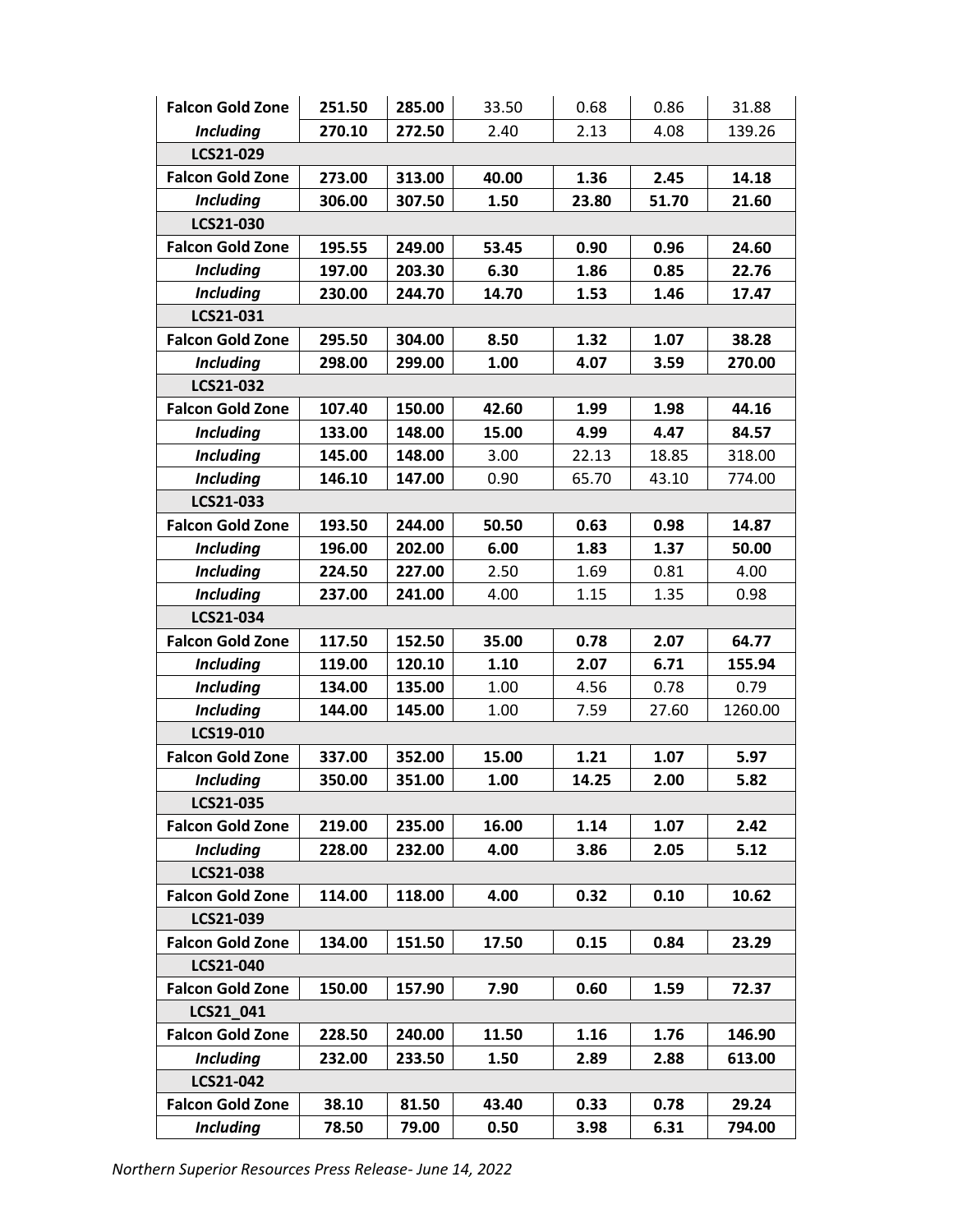| Falcon Gold Zone | 251.50 | 285.00 | 33.50 | 0.68 | 0.86 | 31.88 |
|---|---|---|---|---|---|---|
| *Including* | 270.10 | 272.50 | 2.40 | 2.13 | 4.08 | 139.26 |
| LCS21-029 | | | | | | |
| Falcon Gold Zone | 273.00 | 313.00 | 40.00 | 1.36 | 2.45 | 14.18 |
| *Including* | 306.00 | 307.50 | 1.50 | 23.80 | 51.70 | 21.60 |
| LCS21-030 | | | | | | |
| Falcon Gold Zone | 195.55 | 249.00 | 53.45 | 0.90 | 0.96 | 24.60 |
| *Including* | 197.00 | 203.30 | 6.30 | 1.86 | 0.85 | 22.76 |
| *Including* | 230.00 | 244.70 | 14.70 | 1.53 | 1.46 | 17.47 |
| LCS21-031 | | | | | | |
| Falcon Gold Zone | 295.50 | 304.00 | 8.50 | 1.32 | 1.07 | 38.28 |
| *Including* | 298.00 | 299.00 | 1.00 | 4.07 | 3.59 | 270.00 |
| LCS21-032 | | | | | | |
| Falcon Gold Zone | 107.40 | 150.00 | 42.60 | 1.99 | 1.98 | 44.16 |
| *Including* | 133.00 | 148.00 | 15.00 | 4.99 | 4.47 | 84.57 |
| *Including* | 145.00 | 148.00 | 3.00 | 22.13 | 18.85 | 318.00 |
| *Including* | 146.10 | 147.00 | 0.90 | 65.70 | 43.10 | 774.00 |
| LCS21-033 | | | | | | |
| Falcon Gold Zone | 193.50 | 244.00 | 50.50 | 0.63 | 0.98 | 14.87 |
| *Including* | 196.00 | 202.00 | 6.00 | 1.83 | 1.37 | 50.00 |
| *Including* | 224.50 | 227.00 | 2.50 | 1.69 | 0.81 | 4.00 |
| *Including* | 237.00 | 241.00 | 4.00 | 1.15 | 1.35 | 0.98 |
| LCS21-034 | | | | | | |
| Falcon Gold Zone | 117.50 | 152.50 | 35.00 | 0.78 | 2.07 | 64.77 |
| *Including* | 119.00 | 120.10 | 1.10 | 2.07 | 6.71 | 155.94 |
| *Including* | 134.00 | 135.00 | 1.00 | 4.56 | 0.78 | 0.79 |
| *Including* | 144.00 | 145.00 | 1.00 | 7.59 | 27.60 | 1260.00 |
| LCS19-010 | | | | | | |
| Falcon Gold Zone | 337.00 | 352.00 | 15.00 | 1.21 | 1.07 | 5.97 |
| *Including* | 350.00 | 351.00 | 1.00 | 14.25 | 2.00 | 5.82 |
| LCS21-035 | | | | | | |
| Falcon Gold Zone | 219.00 | 235.00 | 16.00 | 1.14 | 1.07 | 2.42 |
| *Including* | 228.00 | 232.00 | 4.00 | 3.86 | 2.05 | 5.12 |
| LCS21-038 | | | | | | |
| Falcon Gold Zone | 114.00 | 118.00 | 4.00 | 0.32 | 0.10 | 10.62 |
| LCS21-039 | | | | | | |
| Falcon Gold Zone | 134.00 | 151.50 | 17.50 | 0.15 | 0.84 | 23.29 |
| LCS21-040 | | | | | | |
| Falcon Gold Zone | 150.00 | 157.90 | 7.90 | 0.60 | 1.59 | 72.37 |
| LCS21_041 | | | | | | |
| Falcon Gold Zone | 228.50 | 240.00 | 11.50 | 1.16 | 1.76 | 146.90 |
| *Including* | 232.00 | 233.50 | 1.50 | 2.89 | 2.88 | 613.00 |
| LCS21-042 | | | | | | |
| Falcon Gold Zone | 38.10 | 81.50 | 43.40 | 0.33 | 0.78 | 29.24 |
| *Including* | 78.50 | 79.00 | 0.50 | 3.98 | 6.31 | 794.00 |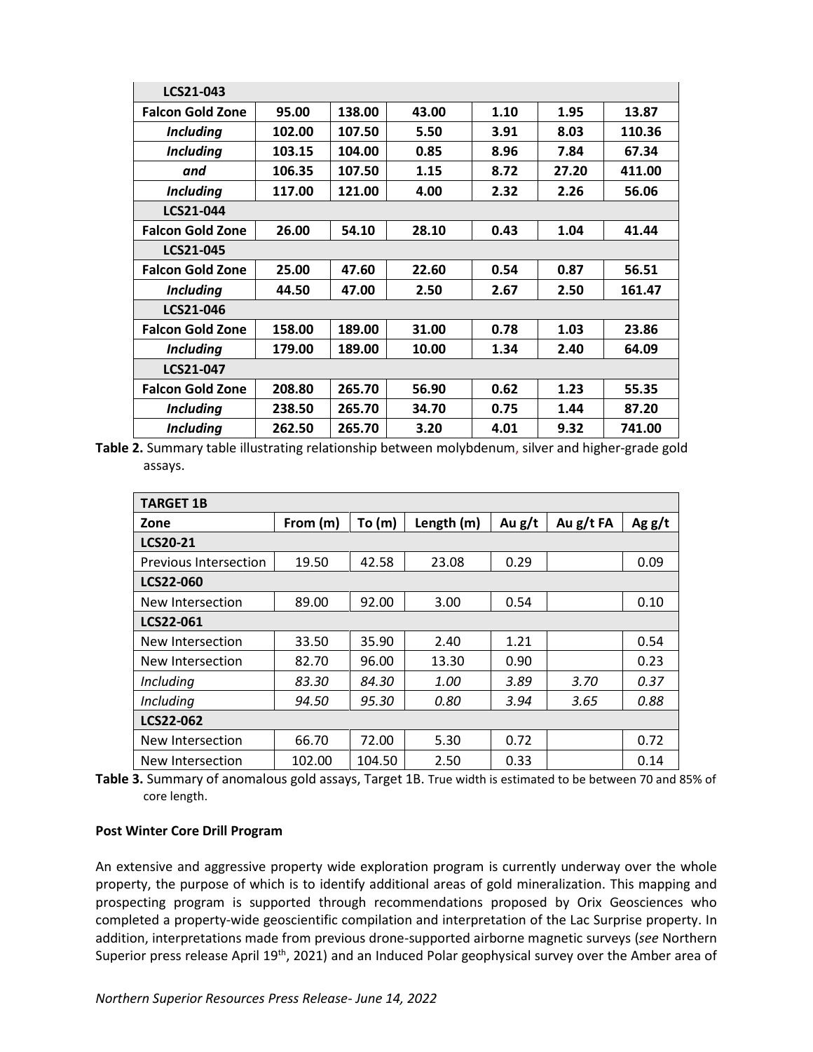| LCS21-043 | | | | | | |
|---|---|---|---|---|---|---|
| **Falcon Gold Zone** | **95.00** | **138.00** | **43.00** | **1.10** | **1.95** | **13.87** |
| ***Including*** | **102.00** | **107.50** | **5.50** | **3.91** | **8.03** | **110.36** |
| ***Including*** | **103.15** | **104.00** | **0.85** | **8.96** | **7.84** | **67.34** |
| ***and*** | **106.35** | **107.50** | **1.15** | **8.72** | **27.20** | **411.00** |
| ***Including*** | **117.00** | **121.00** | **4.00** | **2.32** | **2.26** | **56.06** |
| **LCS21-044** | | | | | | |
| **Falcon Gold Zone** | **26.00** | **54.10** | **28.10** | **0.43** | **1.04** | **41.44** |
| **LCS21-045** | | | | | | |
| **Falcon Gold Zone** | **25.00** | **47.60** | **22.60** | **0.54** | **0.87** | **56.51** |
| ***Including*** | **44.50** | **47.00** | **2.50** | **2.67** | **2.50** | **161.47** |
| **LCS21-046** | | | | | | |
| **Falcon Gold Zone** | **158.00** | **189.00** | **31.00** | **0.78** | **1.03** | **23.86** |
| ***Including*** | **179.00** | **189.00** | **10.00** | **1.34** | **2.40** | **64.09** |
| **LCS21-047** | | | | | | |
| **Falcon Gold Zone** | **208.80** | **265.70** | **56.90** | **0.62** | **1.23** | **55.35** |
| ***Including*** | **238.50** | **265.70** | **34.70** | **0.75** | **1.44** | **87.20** |
| ***Including*** | **262.50** | **265.70** | **3.20** | **4.01** | **9.32** | **741.00** |

**Table 2.** Summary table illustrating relationship between molybdenum, silver and higher-grade gold assays.

| **TARGET 1B** | | | | | | |
|---|---|---|---|---|---|---|
| **Zone** | **From (m)** | **To (m)** | **Length (m)** | **Au g/t** | **Au g/t FA** | **Ag g/t** |
| **LCS20-21** | | | | | | |
| Previous Intersection | 19.50 | 42.58 | 23.08 | 0.29 | | 0.09 |
| **LCS22-060** | | | | | | |
| New Intersection | 89.00 | 92.00 | 3.00 | 0.54 | | 0.10 |
| **LCS22-061** | | | | | | |
| New Intersection | 33.50 | 35.90 | 2.40 | 1.21 | | 0.54 |
| New Intersection | 82.70 | 96.00 | 13.30 | 0.90 | | 0.23 |
| *Including* | *83.30* | *84.30* | *1.00* | *3.89* | *3.70* | *0.37* |
| *Including* | *94.50* | *95.30* | *0.80* | *3.94* | *3.65* | *0.88* |
| **LCS22-062** | | | | | | |
| New Intersection | 66.70 | 72.00 | 5.30 | 0.72 | | 0.72 |
| New Intersection | 102.00 | 104.50 | 2.50 | 0.33 | | 0.14 |

**Table 3.** Summary of anomalous gold assays, Target 1B. True width is estimated to be between 70 and 85% of core length.

**Post Winter Core Drill Program**

An extensive and aggressive property wide exploration program is currently underway over the whole property, the purpose of which is to identify additional areas of gold mineralization. This mapping and prospecting program is supported through recommendations proposed by Orix Geosciences who completed a property-wide geoscientific compilation and interpretation of the Lac Surprise property. In addition, interpretations made from previous drone-supported airborne magnetic surveys (*see* Northern Superior press release April 19th, 2021) and an Induced Polar geophysical survey over the Amber area of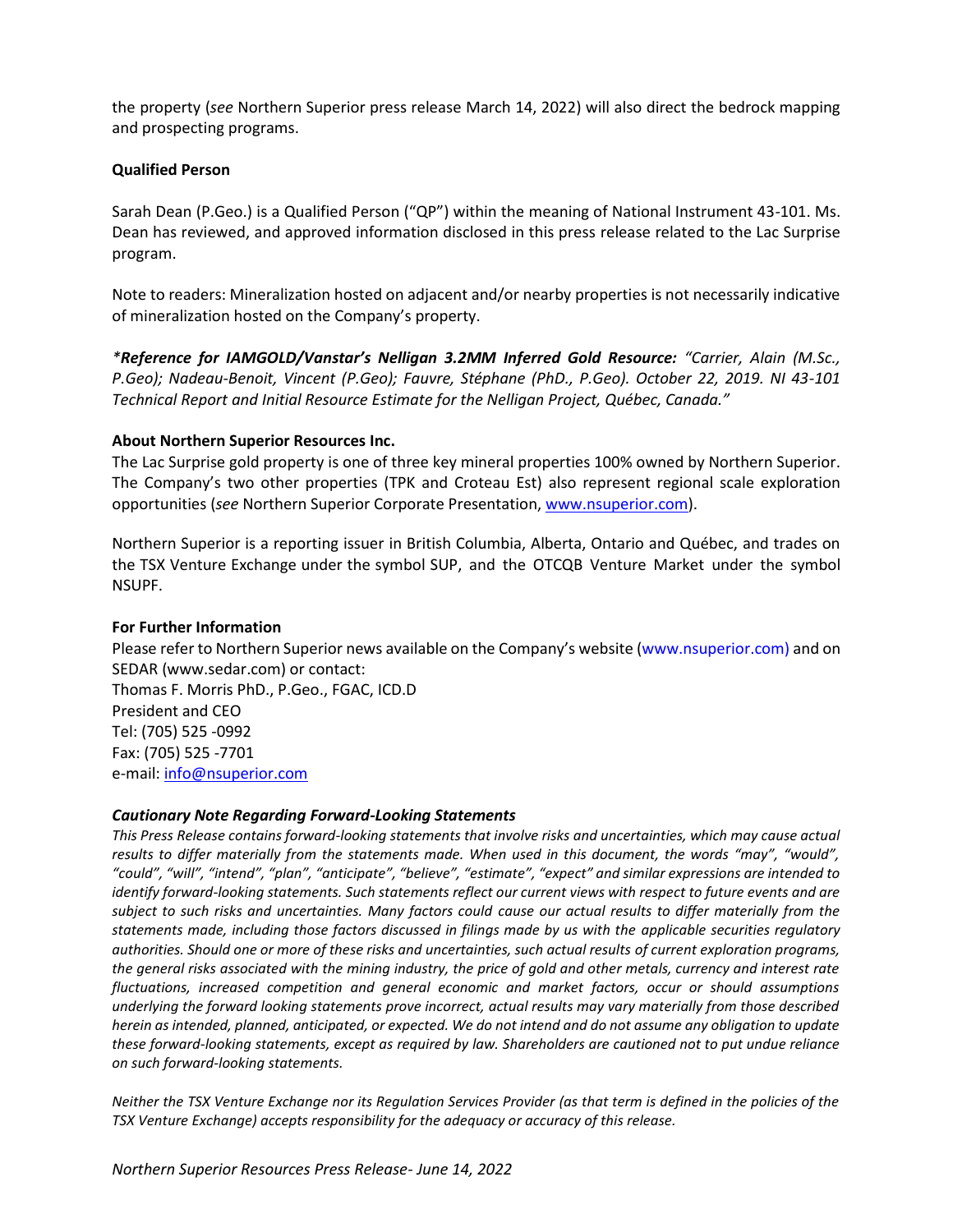the property (*see* Northern Superior press release March 14, 2022) will also direct the bedrock mapping and prospecting programs.

**Qualified Person**

Sarah Dean (P.Geo.) is a Qualified Person ("QP") within the meaning of National Instrument 43-101. Ms. Dean has reviewed, and approved information disclosed in this press release related to the Lac Surprise program.

Note to readers: Mineralization hosted on adjacent and/or nearby properties is not necessarily indicative of mineralization hosted on the Company's property.

****Reference for IAMGOLD/Vanstar's Nelligan 3.2MM Inferred Gold Resource:*** *"Carrier, Alain (M.Sc., P.Geo); Nadeau-Benoit, Vincent (P.Geo); Fauvre, Stéphane (PhD., P.Geo). October 22, 2019. NI 43-101 Technical Report and Initial Resource Estimate for the Nelligan Project, Québec, Canada."*

**About Northern Superior Resources Inc.**

The Lac Surprise gold property is one of three key mineral properties 100% owned by Northern Superior. The Company's two other properties (TPK and Croteau Est) also represent regional scale exploration opportunities (*see* Northern Superior Corporate Presentation, www.nsuperior.com).

Northern Superior is a reporting issuer in British Columbia, Alberta, Ontario and Québec, and trades on the TSX Venture Exchange under the symbol SUP, and the OTCQB Venture Market under the symbol NSUPF.

**For Further Information**

Please refer to Northern Superior news available on the Company's website (www.nsuperior.com) and on SEDAR (www.sedar.com) or contact:
Thomas F. Morris PhD., P.Geo., FGAC, ICD.D
President and CEO
Tel: (705) 525 -0992
Fax: (705) 525 -7701
e-mail: info@nsuperior.com

***Cautionary Note Regarding Forward-Looking Statements***

*This Press Release contains forward-looking statements that involve risks and uncertainties, which may cause actual results to differ materially from the statements made. When used in this document, the words "may", "would", "could", "will", "intend", "plan", "anticipate", "believe", "estimate", "expect" and similar expressions are intended to identify forward-looking statements. Such statements reflect our current views with respect to future events and are subject to such risks and uncertainties. Many factors could cause our actual results to differ materially from the statements made, including those factors discussed in filings made by us with the applicable securities regulatory authorities. Should one or more of these risks and uncertainties, such actual results of current exploration programs, the general risks associated with the mining industry, the price of gold and other metals, currency and interest rate fluctuations, increased competition and general economic and market factors, occur or should assumptions underlying the forward looking statements prove incorrect, actual results may vary materially from those described herein as intended, planned, anticipated, or expected. We do not intend and do not assume any obligation to update these forward-looking statements, except as required by law. Shareholders are cautioned not to put undue reliance on such forward-looking statements.*

*Neither the TSX Venture Exchange nor its Regulation Services Provider (as that term is defined in the policies of the TSX Venture Exchange) accepts responsibility for the adequacy or accuracy of this release.*